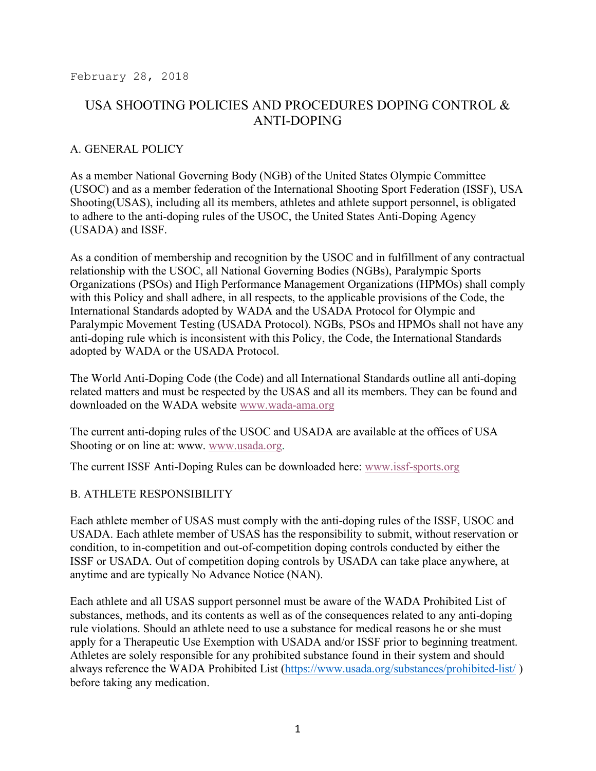February 28, 2018

# USA SHOOTING POLICIES AND PROCEDURES DOPING CONTROL & ANTI-DOPING

## A. GENERAL POLICY

As a member National Governing Body (NGB) of the United States Olympic Committee (USOC) and as a member federation of the International Shooting Sport Federation (ISSF), USA Shooting(USAS), including all its members, athletes and athlete support personnel, is obligated to adhere to the anti-doping rules of the USOC, the United States Anti-Doping Agency (USADA) and ISSF.

As a condition of membership and recognition by the USOC and in fulfillment of any contractual relationship with the USOC, all National Governing Bodies (NGBs), Paralympic Sports Organizations (PSOs) and High Performance Management Organizations (HPMOs) shall comply with this Policy and shall adhere, in all respects, to the applicable provisions of the Code, the International Standards adopted by WADA and the USADA Protocol for Olympic and Paralympic Movement Testing (USADA Protocol). NGBs, PSOs and HPMOs shall not have any anti-doping rule which is inconsistent with this Policy, the Code, the International Standards adopted by WADA or the USADA Protocol.

The World Anti-Doping Code (the Code) and all International Standards outline all anti-doping related matters and must be respected by the USAS and all its members. They can be found and downloaded on the WADA website [www.wada-ama.org](http://www.wada-ama.org)

The current anti-doping rules of the USOC and USADA are available at the offices of USA Shooting or on line at: www. [www.usada.org](http://www.usada.org).

The current ISSF Anti-Doping Rules can be downloaded here: [www.issf-sports.org](http://www.issf-sports.org)

## B. ATHLETE RESPONSIBILITY

Each athlete member of USAS must comply with the anti-doping rules of the ISSF, USOC and USADA. Each athlete member of USAS has the responsibility to submit, without reservation or condition, to in-competition and out-of-competition doping controls conducted by either the ISSF or USADA. Out of competition doping controls by USADA can take place anywhere, at anytime and are typically No Advance Notice (NAN).

Each athlete and all USAS support personnel must be aware of the WADA Prohibited List of substances, methods, and its contents as well as of the consequences related to any anti-doping rule violations. Should an athlete need to use a substance for medical reasons he or she must apply for a Therapeutic Use Exemption with USADA and/or ISSF prior to beginning treatment. Athletes are solely responsible for any prohibited substance found in their system and should always reference the WADA Prohibited List ([https://www.usada.org/substances/prohibited-list/](https://www.usada.org/substances/prohibited-list/) ) before taking any medication.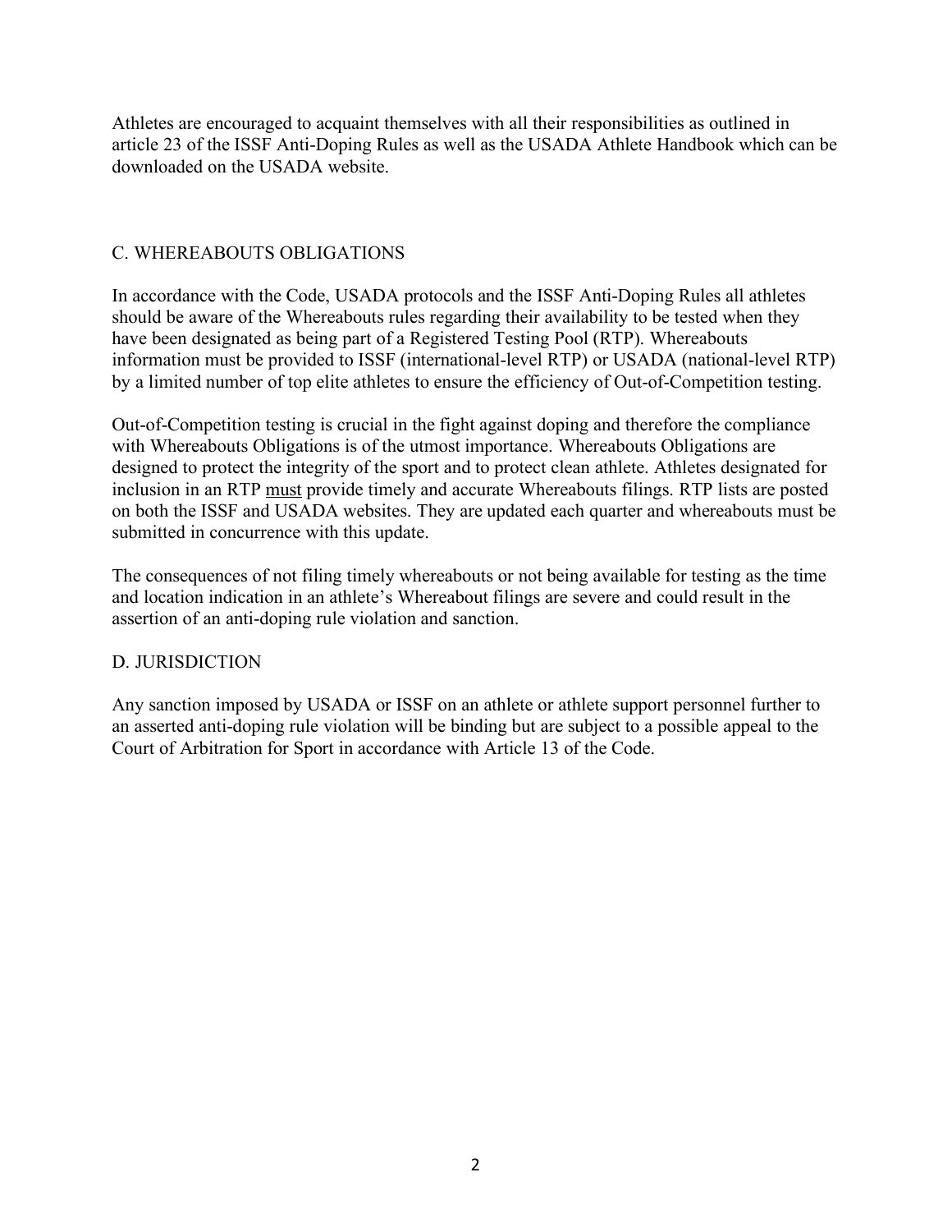Athletes are encouraged to acquaint themselves with all their responsibilities as outlined in article 23 of the ISSF Anti-Doping Rules as well as the USADA Athlete Handbook which can be downloaded on the USADA website.

## C. WHEREABOUTS OBLIGATIONS

In accordance with the Code, USADA protocols and the ISSF Anti-Doping Rules all athletes should be aware of the Whereabouts rules regarding their availability to be tested when they have been designated as being part of a Registered Testing Pool (RTP). Whereabouts information must be provided to ISSF (international-level RTP) or USADA (national-level RTP) by a limited number of top elite athletes to ensure the efficiency of Out-of-Competition testing.

Out-of-Competition testing is crucial in the fight against doping and therefore the compliance with Whereabouts Obligations is of the utmost importance. Whereabouts Obligations are designed to protect the integrity of the sport and to protect clean athlete. Athletes designated for inclusion in an RTP <u>must</u> provide timely and accurate Whereabouts filings. RTP lists are posted on both the ISSF and USADA websites. They are updated each quarter and whereabouts must be submitted in concurrence with this update.

The consequences of not filing timely whereabouts or not being available for testing as the time and location indication in an athlete's Whereabout filings are severe and could result in the assertion of an anti-doping rule violation and sanction.

## D. JURISDICTION

Any sanction imposed by USADA or ISSF on an athlete or athlete support personnel further to an asserted anti-doping rule violation will be binding but are subject to a possible appeal to the Court of Arbitration for Sport in accordance with Article 13 of the Code.